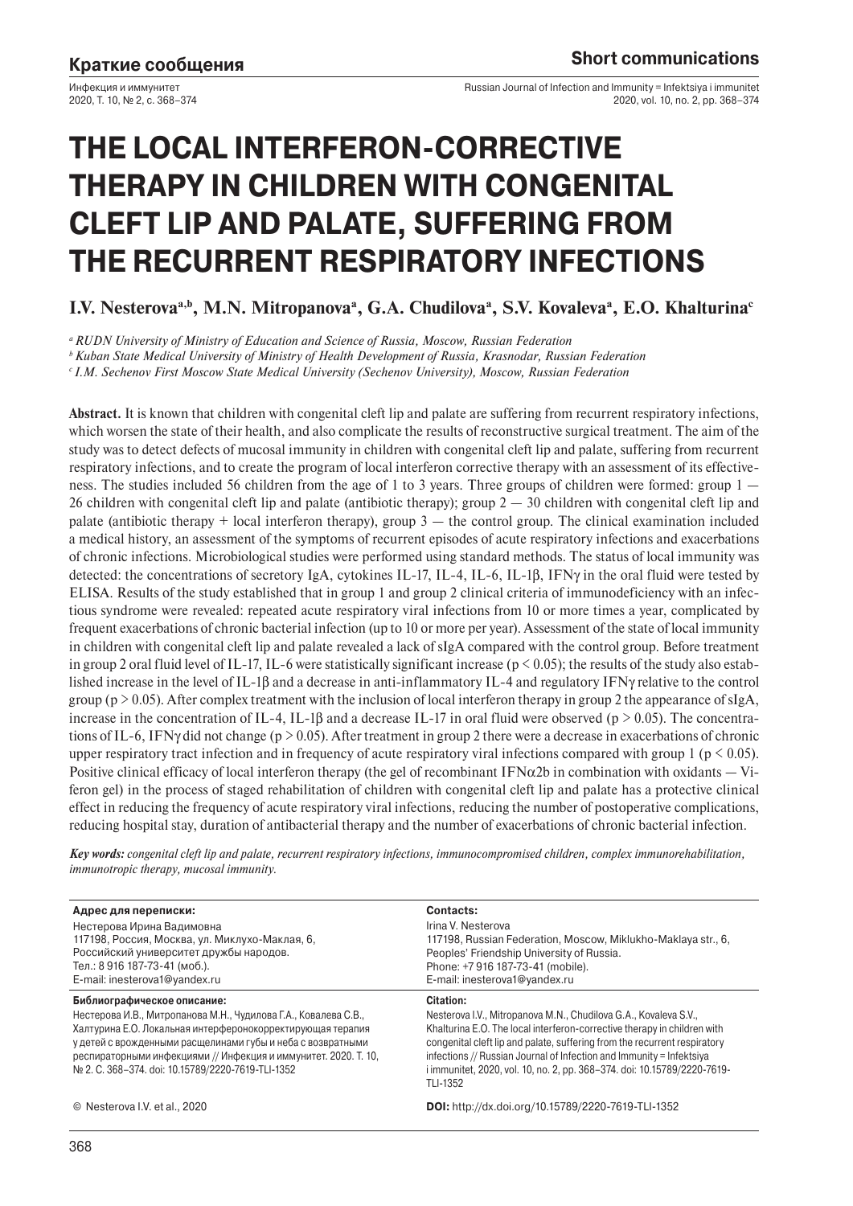# THE LOCAL INTERFERON-CORRECTIVE THERAPY IN CHILDREN WITH CONGENITAL CLEFT LIP AND PALATE, SUFFERING FROM THE RECURRENT RESPIRATORY INFECTIONS

**I.V. Nesterova[a,b], M.N. Mitropanova[a], G.A. Chudilova[a], S.V. Kovaleva[a], E.O. Khalturina[c]**

[a] *RUDN University of Ministry of Education and Science of Russia, Moscow, Russian Federation*

[b] *Kuban State Medical University of Ministry of Health Development of Russia, Krasnodar, Russian Federation*

[c] *I.M. Sechenov First Moscow State Medical University (Sechenov University), Moscow, Russian Federation*

**Abstract.** It is known that children with congenital cleft lip and palate are suffering from recurrent respiratory infections, which worsen the state of their health, and also complicate the results of reconstructive surgical treatment. The aim of the study was to detect defects of mucosal immunity in children with congenital cleft lip and palate, suffering from recurrent respiratory infections, and to create the program of local interferon corrective therapy with an assessment of its effectiveness. The studies included 56 children from the age of 1 to 3 years. Three groups of children were formed: group 1 — 26 children with congenital cleft lip and palate (antibiotic therapy); group 2 — 30 children with congenital cleft lip and palate (antibiotic therapy + local interferon therapy), group 3 — the control group. The clinical examination included a medical history, an assessment of the symptoms of recurrent episodes of acute respiratory infections and exacerbations of chronic infections. Microbiological studies were performed using standard methods. The status of local immunity was detected: the concentrations of secretory IgA, cytokines IL-17, IL-4, IL-6, IL-1β, IFNγ in the oral fluid were tested by ELISA. Results of the study established that in group 1 and group 2 clinical criteria of immunodeficiency with an infectious syndrome were revealed: repeated acute respiratory viral infections from 10 or more times a year, complicated by frequent exacerbations of chronic bacterial infection (up to 10 or more per year). Assessment of the state of local immunity in children with congenital cleft lip and palate revealed a lack of sIgA compared with the control group. Before treatment in group 2 oral fluid level of IL-17, IL-6 were statistically significant increase ($p < 0.05$); the results of the study also established increase in the level of IL-1β and a decrease in anti-inflammatory IL-4 and regulatory IFNγ relative to the control group ($p > 0.05$). After complex treatment with the inclusion of local interferon therapy in group 2 the appearance of sIgA, increase in the concentration of IL-4, IL-1β and a decrease IL-17 in oral fluid were observed ($p > 0.05$). The concentrations of IL-6, IFNγ did not change ($p > 0.05$). After treatment in group 2 there were a decrease in exacerbations of chronic upper respiratory tract infection and in frequency of acute respiratory viral infections compared with group 1 ($p < 0.05$). Positive clinical efficacy of local interferon therapy (the gel of recombinant IFNα2b in combination with oxidants — Viferon gel) in the process of staged rehabilitation of children with congenital cleft lip and palate has a protective clinical effect in reducing the frequency of acute respiratory viral infections, reducing the number of postoperative complications, reducing hospital stay, duration of antibacterial therapy and the number of exacerbations of chronic bacterial infection.

***Key words:*** *congenital cleft lip and palate, recurrent respiratory infections, immunocompromised children, complex immunorehabilitation, immunotropic therapy, mucosal immunity.*

**Адрес для переписки:**
Нестерова Ирина Вадимовна
117198, Россия, Москва, ул. Миклухо-Маклая, 6,
Российский университет дружбы народов.
Тел.: 8 916 187-73-41 (моб.).
E-mail: inesterova1@yandex.ru

**Contacts:**
Irina V. Nesterova
117198, Russian Federation, Moscow, Miklukho-Maklaya str., 6,
Peoples' Friendship University of Russia.
Phone: +7 916 187-73-41 (mobile).
E-mail: inesterova1@yandex.ru

**Библиографическое описание:**
Нестерова И.В., Митропанова М.Н., Чудилова Г.А., Ковалева С.В., Халтурина Е.О. Локальная интерферонокорректирующая терапия у детей с врожденными расщелинами губы и неба с возвратными респираторными инфекциями // Инфекция и иммунитет. 2020. Т. 10, № 2. С. 368–374. doi: 10.15789/2220-7619-TLI-1352

**Citation:**
Nesterova I.V., Mitropanova M.N., Chudilova G.A., Kovaleva S.V., Khalturina E.O. The local interferon-corrective therapy in children with congenital cleft lip and palate, suffering from the recurrent respiratory infections // Russian Journal of Infection and Immunity = Infektsiya i immunitet, 2020, vol. 10, no. 2, pp. 368–374. doi: 10.15789/2220-7619-TLI-1352

© Nesterova I.V. et al., 2020

**DOI:** http://dx.doi.org/10.15789/2220-7619-TLI-1352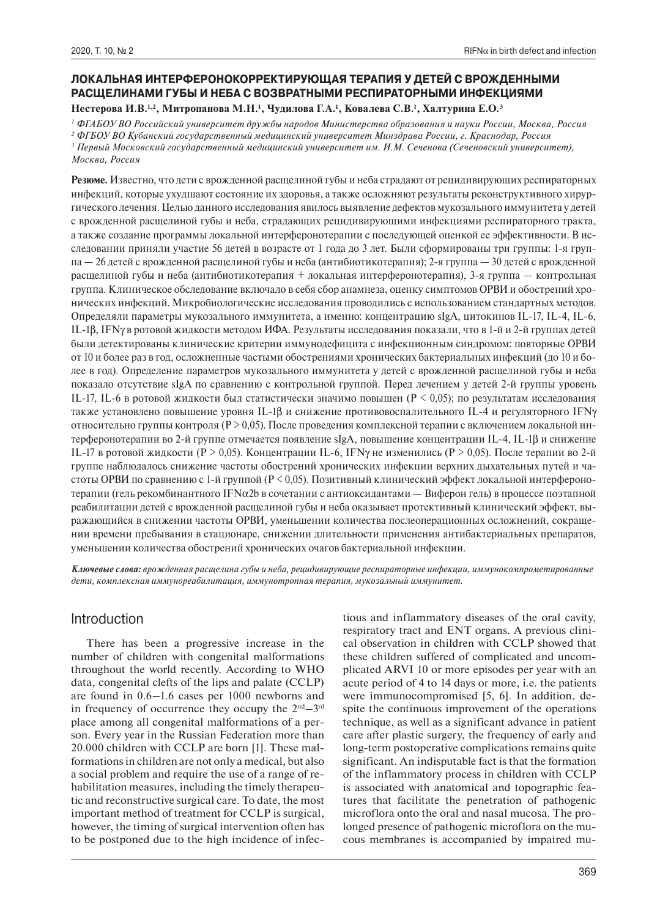## ЛОКАЛЬНАЯ ИНТЕРФЕРОНОКОРРЕКТИРУЮЩАЯ ТЕРАПИЯ У ДЕТЕЙ С ВРОЖДЕННЫМИ РАСЩЕЛИНАМИ ГУБЫ И НЕБА С ВОЗВРАТНЫМИ РЕСПИРАТОРНЫМИ ИНФЕКЦИЯМИ

**Нестерова И.В.[1,2], Митропанова М.Н.[1], Чудилова Г.А.[1], Ковалева С.В.[1], Халтурина Е.О.[3]**

[1] *ФГАБОУ ВО Российский университет дружбы народов Министерства образования и науки России, Москва, Россия*
[2] *ФГБОУ ВО Кубанский государственный медицинский университет Минздрава России, г. Краснодар, Россия*
[3] *Первый Московский государственный медицинский университет им. И.М. Сеченова (Сеченовский университет), Москва, Россия*

**Резюме.** Известно, что дети с врожденной расщелиной губы и неба страдают от рецидивирующих респираторных инфекций, которые ухудшают состояние их здоровья, а также осложняют результаты реконструктивного хирургического лечения. Целью данного исследования явилось выявление дефектов мукозального иммунитета у детей с врожденной расщелиной губы и неба, страдающих рецидивирующими инфекциями респираторного тракта, а также создание программы локальной интерферонотерапии с последующей оценкой ее эффективности. В исследовании приняли участие 56 детей в возрасте от 1 года до 3 лет. Были сформированы три группы: 1-я группа — 26 детей с врожденной расщелиной губы и неба (антибиотикотерапия); 2-я группа — 30 детей с врожденной расщелиной губы и неба (антибиотикотерапия + локальная интерферонотерапия), 3-я группа — контрольная группа. Клиническое обследование включало в себя сбор анамнеза, оценку симптомов ОРВИ и обострений хронических инфекций. Микробиологические исследования проводились с использованием стандартных методов. Определяли параметры мукозального иммунитета, а именно: концентрацию sIgA, цитокинов IL-17, IL-4, IL-6, IL-1β, IFNγ в ротовой жидкости методом ИФА. Результаты исследования показали, что в 1-й и 2-й группах детей были детектированы клинические критерии иммунодефицита с инфекционным синдромом: повторные ОРВИ от 10 и более раз в год, осложненные частыми обострениями хронических бактериальных инфекций (до 10 и более в год). Определение параметров мукозального иммунитета у детей с врожденной расщелиной губы и неба показало отсутствие sIgA по сравнению с контрольной группой. Перед лечением у детей 2-й группы уровень IL-17, IL-6 в ротовой жидкости был статистически значимо повышен ($P < 0,05$); по результатам исследования также установлено повышение уровня IL-1β и снижение противовоспалительного IL-4 и регуляторного IFNγ относительно группы контроля ($P > 0,05$). После проведения комплексной терапии с включением локальной интерферонотерапии во 2-й группе отмечается появление sIgA, повышение концентрации IL-4, IL-1β и снижение IL-17 в ротовой жидкости ($P > 0,05$). Концентрации IL-6, IFNγ не изменились ($P > 0,05$). После терапии во 2-й группе наблюдалось снижение частоты обострений хронических инфекции верхних дыхательных путей и частоты ОРВИ по сравнению с 1-й группой ($P < 0,05$). Позитивный клинический эффект локальной интерферонотерапии (гель рекомбинантного IFNα2b в сочетании с антиоксидантами — Виферон гель) в процессе поэтапной реабилитации детей с врожденной расщелиной губы и неба оказывает протективный клинический эффект, выражающийся в снижении частоты ОРВИ, уменьшении количества послеоперационных осложнений, сокращении времени пребывания в стационаре, снижении длительности применения антибактериальных препаратов, уменьшении количества обострений хронических очагов бактериальной инфекции.

***Ключевые слова:*** *врожденная расщелина губы и неба, рецидивирующие респираторные инфекции, иммунокомпрометированные дети, комплексная иммунореабилитация, иммунотропная терапия, мукозальный иммунитет.*

## Introduction

There has been a progressive increase in the number of children with congenital malformations throughout the world recently. According to WHO data, congenital clefts of the lips and palate (CCLP) are found in 0.6–1.6 cases per 1000 newborns and in frequency of occurrence they occupy the 2nd–3rd place among all congenital malformations of a person. Every year in the Russian Federation more than 20.000 children with CCLP are born [1]. These malformations in children are not only a medical, but also a social problem and require the use of a range of rehabilitation measures, including the timely therapeutic and reconstructive surgical care. To date, the most important method of treatment for CCLP is surgical, however, the timing of surgical intervention often has to be postponed due to the high incidence of infectious and inflammatory diseases of the oral cavity, respiratory tract and ENT organs. A previous clinical observation in children with CCLP showed that these children suffered of complicated and uncomplicated ARVI 10 or more episodes per year with an acute period of 4 to 14 days or more, i.e. the patients were immunocompromised [5, 6]. In addition, despite the continuous improvement of the operations technique, as well as a significant advance in patient care after plastic surgery, the frequency of early and long-term postoperative complications remains quite significant. An indisputable fact is that the formation of the inflammatory process in children with CCLP is associated with anatomical and topographic features that facilitate the penetration of pathogenic microflora onto the oral and nasal mucosa. The prolonged presence of pathogenic microflora on the mucous membranes is accompanied by impaired mu-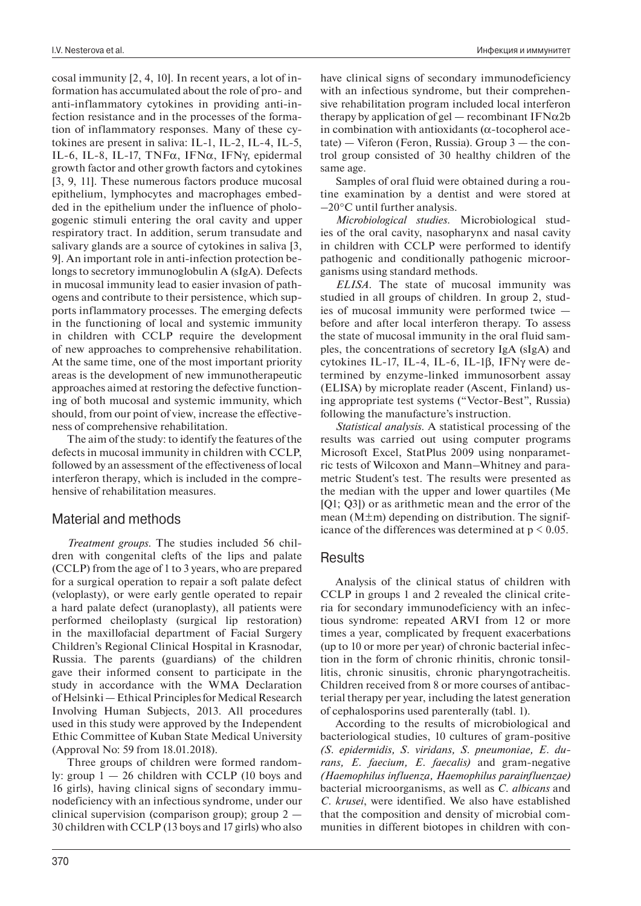cosal immunity [2, 4, 10]. In recent years, a lot of information has accumulated about the role of pro- and anti-inflammatory cytokines in providing anti-infection resistance and in the processes of the formation of inflammatory responses. Many of these cytokines are present in saliva: IL-1, IL-2, IL-4, IL-5, IL-6, IL-8, IL-17, TNFα, IFNα, IFNγ, epidermal growth factor and other growth factors and cytokines [3, 9, 11]. These numerous factors produce mucosal epithelium, lymphocytes and macrophages embedded in the epithelium under the influence of phologogenic stimuli entering the oral cavity and upper respiratory tract. In addition, serum transudate and salivary glands are a source of cytokines in saliva [3, 9]. An important role in anti-infection protection belongs to secretory immunoglobulin A (sIgA). Defects in mucosal immunity lead to easier invasion of pathogens and contribute to their persistence, which supports inflammatory processes. The emerging defects in the functioning of local and systemic immunity in children with CCLP require the development of new approaches to comprehensive rehabilitation. At the same time, one of the most important priority areas is the development of new immunotherapeutic approaches aimed at restoring the defective functioning of both mucosal and systemic immunity, which should, from our point of view, increase the effectiveness of comprehensive rehabilitation.

The aim of the study: to identify the features of the defects in mucosal immunity in children with CCLP, followed by an assessment of the effectiveness of local interferon therapy, which is included in the comprehensive of rehabilitation measures.

## Material and methods

*Treatment groups.* The studies included 56 children with congenital clefts of the lips and palate (CCLP) from the age of 1 to 3 years, who are prepared for a surgical operation to repair a soft palate defect (veloplasty), or were early gentle operated to repair a hard palate defect (uranoplasty), all patients were performed cheiloplasty (surgical lip restoration) in the maxillofacial department of Facial Surgery Children's Regional Clinical Hospital in Krasnodar, Russia. The parents (guardians) of the children gave their informed consent to participate in the study in accordance with the WMA Declaration of Helsinki — Ethical Principles for Medical Research Involving Human Subjects, 2013. All procedures used in this study were approved by the Independent Ethic Committee of Kuban State Medical University (Approval No: 59 from 18.01.2018).

Three groups of children were formed randomly: group 1 — 26 children with CCLP (10 boys and 16 girls), having clinical signs of secondary immunodeficiency with an infectious syndrome, under our clinical supervision (comparison group); group 2 — 30 children with CCLP (13 boys and 17 girls) who also have clinical signs of secondary immunodeficiency with an infectious syndrome, but their comprehensive rehabilitation program included local interferon therapy by application of gel — recombinant IFNα2b in combination with antioxidants (α-tocopherol acetate) — Viferon (Feron, Russia). Group 3 — the control group consisted of 30 healthy children of the same age.

Samples of oral fluid were obtained during a routine examination by a dentist and were stored at –20°C until further analysis.

*Microbiological studies.* Microbiological studies of the oral cavity, nasopharynx and nasal cavity in children with CCLP were performed to identify pathogenic and conditionally pathogenic microorganisms using standard methods.

*ELISA.* The state of mucosal immunity was studied in all groups of children. In group 2, studies of mucosal immunity were performed twice — before and after local interferon therapy. To assess the state of mucosal immunity in the oral fluid samples, the concentrations of secretory IgA (sIgA) and cytokines IL-17, IL-4, IL-6, IL-1β, IFNγ were determined by enzyme-linked immunosorbent assay (ELISA) by microplate reader (Ascent, Finland) using appropriate test systems ("Vector-Best", Russia) following the manufacture's instruction.

*Statistical analysis.* A statistical processing of the results was carried out using computer programs Microsoft Excel, StatPlus 2009 using nonparametric tests of Wilcoxon and Mann–Whitney and parametric Student's test. The results were presented as the median with the upper and lower quartiles (Me [Q1; Q3]) or as arithmetic mean and the error of the mean (M±m) depending on distribution. The significance of the differences was determined at $p < 0.05$.

## Results

Analysis of the clinical status of children with CCLP in groups 1 and 2 revealed the clinical criteria for secondary immunodeficiency with an infectious syndrome: repeated ARVI from 12 or more times a year, complicated by frequent exacerbations (up to 10 or more per year) of chronic bacterial infection in the form of chronic rhinitis, chronic tonsillitis, chronic sinusitis, chronic pharyngotracheitis. Children received from 8 or more courses of antibacterial therapy per year, including the latest generation of cephalosporins used parenterally (tabl. 1).

According to the results of microbiological and bacteriological studies, 10 cultures of gram-positive *(S. epidermidis, S. viridans, S. pneumoniae, E. durans, E. faecium, E. faecalis)* and gram-negative *(Haemophilus influenza, Haemophilus parainfluenzae)* bacterial microorganisms, as well as *C. albicans* and *C. krusei*, were identified. We also have established that the composition and density of microbial communities in different biotopes in children with con-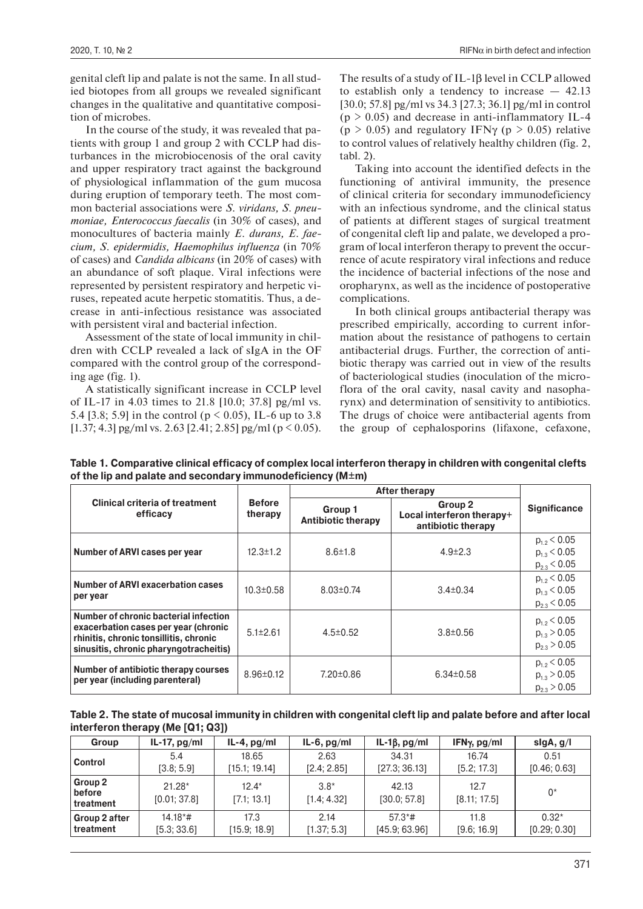genital cleft lip and palate is not the same. In all studied biotopes from all groups we revealed significant changes in the qualitative and quantitative composition of microbes.

In the course of the study, it was revealed that patients with group 1 and group 2 with CCLP had disturbances in the microbiocenosis of the oral cavity and upper respiratory tract against the background of physiological inflammation of the gum mucosa during eruption of temporary teeth. The most common bacterial associations were *S. viridans, S. pneumoniae, Enterococcus faecalis* (in 30% of cases), and monocultures of bacteria mainly *E. durans, E. faecium, S. epidermidis, Haemophilus influenza* (in 70% of cases) and *Candida albicans* (in 20% of cases) with an abundance of soft plaque. Viral infections were represented by persistent respiratory and herpetic viruses, repeated acute herpetic stomatitis. Thus, a decrease in anti-infectious resistance was associated with persistent viral and bacterial infection.

Assessment of the state of local immunity in children with CCLP revealed a lack of sIgA in the OF compared with the control group of the corresponding age (fig. 1).

A statistically significant increase in CCLP level of IL-17 in 4.03 times to 21.8 [10.0; 37.8] pg/ml vs. 5.4 [3.8; 5.9] in the control ($p < 0.05$), IL-6 up to 3.8 [1.37; 4.3] pg/ml vs. 2.63 [2.41; 2.85] pg/ml ($p < 0.05$). The results of a study of IL-1β level in CCLP allowed to establish only a tendency to increase — 42.13 [30.0; 57.8] pg/ml vs 34.3 [27.3; 36.1] pg/ml in control ($p > 0.05$) and decrease in anti-inflammatory IL-4 ($p > 0.05$) and regulatory IFNγ ($p > 0.05$) relative to control values of relatively healthy children (fig. 2, tabl. 2).

Taking into account the identified defects in the functioning of antiviral immunity, the presence of clinical criteria for secondary immunodeficiency with an infectious syndrome, and the clinical status of patients at different stages of surgical treatment of congenital cleft lip and palate, we developed a program of local interferon therapy to prevent the occurrence of acute respiratory viral infections and reduce the incidence of bacterial infections of the nose and oropharynx, as well as the incidence of postoperative complications.

In both clinical groups antibacterial therapy was prescribed empirically, according to current information about the resistance of pathogens to certain antibacterial drugs. Further, the correction of antibiotic therapy was carried out in view of the results of bacteriological studies (inoculation of the microflora of the oral cavity, nasal cavity and nasopharynx) and determination of sensitivity to antibiotics. The drugs of choice were antibacterial agents from the group of cephalosporins (lifaxone, cefaxone,

**Table 1. Comparative clinical efficacy of complex local interferon therapy in children with congenital clefts of the lip and palate and secondary immunodeficiency (M±m)**

| Clinical criteria of treatment efficacy | Before therapy | After therapy | | Significance |
|---|---|---|---|---|
| | | Group 1 Antibiotic therapy | Group 2 Local interferon therapy+ antibiotic therapy | |
| Number of ARVI cases per year | 12.3±1.2 | 8.6±1.8 | 4.9±2.3 | $p_{1,2} < 0.05$ $p_{1,3} < 0.05$ $p_{2,3} < 0.05$ |
| Number of ARVI exacerbation cases per year | 10.3±0.58 | 8.03±0.74 | 3.4±0.34 | $p_{1,2} < 0.05$ $p_{1,3} < 0.05$ $p_{2,3} < 0.05$ |
| Number of chronic bacterial infection exacerbation cases per year (chronic rhinitis, chronic tonsillitis, chronic sinusitis, chronic pharyngotracheitis) | 5.1±2.61 | 4.5±0.52 | 3.8±0.56 | $p_{1,2} < 0.05$ $p_{1,3} > 0.05$ $p_{2,3} > 0.05$ |
| Number of antibiotic therapy courses per year (including parenteral) | 8.96±0.12 | 7.20±0.86 | 6.34±0.58 | $p_{1,2} < 0.05$ $p_{1,3} > 0.05$ $p_{2,3} > 0.05$ |

**Table 2. The state of mucosal immunity in children with congenital cleft lip and palate before and after local interferon therapy (Me [Q1; Q3])**

| Group | IL-17, pg/ml | IL-4, pg/ml | IL-6, pg/ml | IL-1β, pg/ml | IFNγ, pg/ml | sIgA, g/l |
|---|---|---|---|---|---|---|
| Control | 5.4 [3.8; 5.9] | 18.65 [15.1; 19.14] | 2.63 [2.4; 2.85] | 34.31 [27.3; 36.13] | 16.74 [5.2; 17.3] | 0.51 [0.46; 0.63] |
| Group 2 before treatment | 21.28* [0.01; 37.8] | 12.4* [7.1; 13.1] | 3.8* [1.4; 4.32] | 42.13 [30.0; 57.8] | 12.7 [8.11; 17.5] | 0* |
| Group 2 after treatment | 14.18*# [5.3; 33.6] | 17.3 [15.9; 18.9] | 2.14 [1.37; 5.3] | 57.3*# [45.9; 63.96] | 11.8 [9.6; 16.9] | 0.32* [0.29; 0.30] |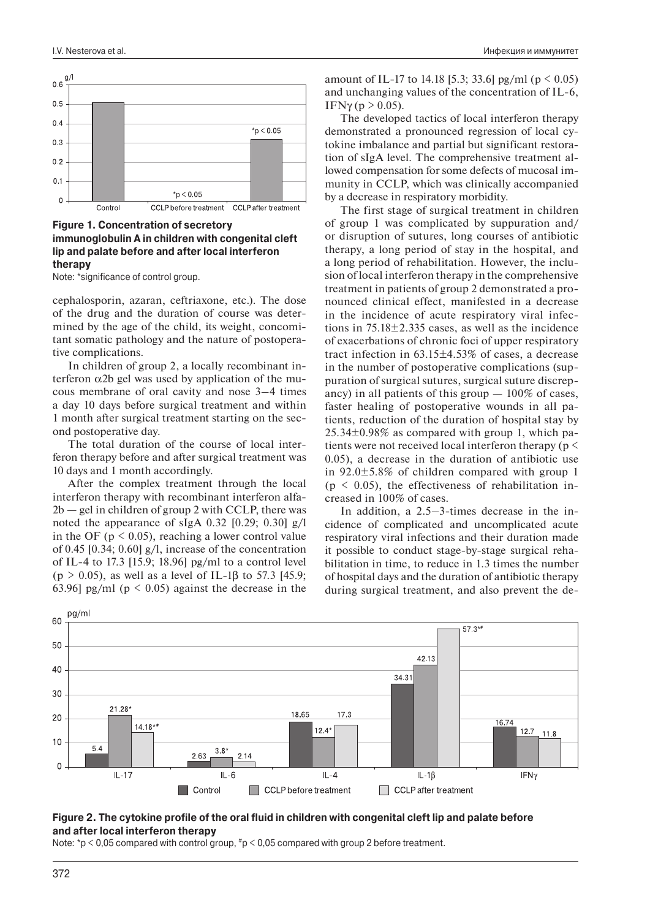**Figure 1. Concentration of secretory immunoglobulin A in children with congenital cleft lip and palate before and after local interferon therapy**

Note: *significance of control group.

cephalosporin, azaran, ceftriaxone, etc.). The dose of the drug and the duration of course was determined by the age of the child, its weight, concomitant somatic pathology and the nature of postoperative complications.

In children of group 2, a locally recombinant interferon $\alpha$2b gel was used by application of the mucous membrane of oral cavity and nose 3–4 times a day 10 days before surgical treatment and within 1 month after surgical treatment starting on the second postoperative day.

The total duration of the course of local interferon therapy before and after surgical treatment was 10 days and 1 month accordingly.

After the complex treatment through the local interferon therapy with recombinant interferon alfa-2b — gel in children of group 2 with CCLP, there was noted the appearance of sIgA 0.32 [0.29; 0.30] g/l in the OF ($p < 0.05$), reaching a lower control value of 0.45 [0.34; 0.60] g/l, increase of the concentration of IL-4 to 17.3 [15.9; 18.96] pg/ml to a control level ($p > 0.05$), as well as a level of IL-1$\beta$ to 57.3 [45.9; 63.96] pg/ml ($p < 0.05$) against the decrease in the amount of IL-17 to 14.18 [5.3; 33.6] pg/ml ($p < 0.05$) and unchanging values of the concentration of IL-6, IFN$\gamma$ ($p > 0.05$).

The developed tactics of local interferon therapy demonstrated a pronounced regression of local cytokine imbalance and partial but significant restoration of sIgA level. The comprehensive treatment allowed compensation for some defects of mucosal immunity in CCLP, which was clinically accompanied by a decrease in respiratory morbidity.

The first stage of surgical treatment in children of group 1 was complicated by suppuration and/or disruption of sutures, long courses of antibiotic therapy, a long period of stay in the hospital, and a long period of rehabilitation. However, the inclusion of local interferon therapy in the comprehensive treatment in patients of group 2 demonstrated a pronounced clinical effect, manifested in a decrease in the incidence of acute respiratory viral infections in 75.18±2.335 cases, as well as the incidence of exacerbations of chronic foci of upper respiratory tract infection in 63.15±4.53% of cases, a decrease in the number of postoperative complications (suppuration of surgical sutures, surgical suture discrepancy) in all patients of this group — 100% of cases, faster healing of postoperative wounds in all patients, reduction of the duration of hospital stay by 25.34±0.98% as compared with group 1, which patients were not received local interferon therapy ($p < 0.05$), a decrease in the duration of antibiotic use in 92.0±5.8% of children compared with group 1 ($p < 0.05$), the effectiveness of rehabilitation increased in 100% of cases.

In addition, a 2.5–3-times decrease in the incidence of complicated and uncomplicated acute respiratory viral infections and their duration made it possible to conduct stage-by-stage surgical rehabilitation in time, to reduce in 1.3 times the number of hospital days and the duration of antibiotic therapy during surgical treatment, and also prevent the de-

**Figure 2. The cytokine profile of the oral fluid in children with congenital cleft lip and palate before and after local interferon therapy**

Note: *p < 0,05 compared with control group, #p < 0,05 compared with group 2 before treatment.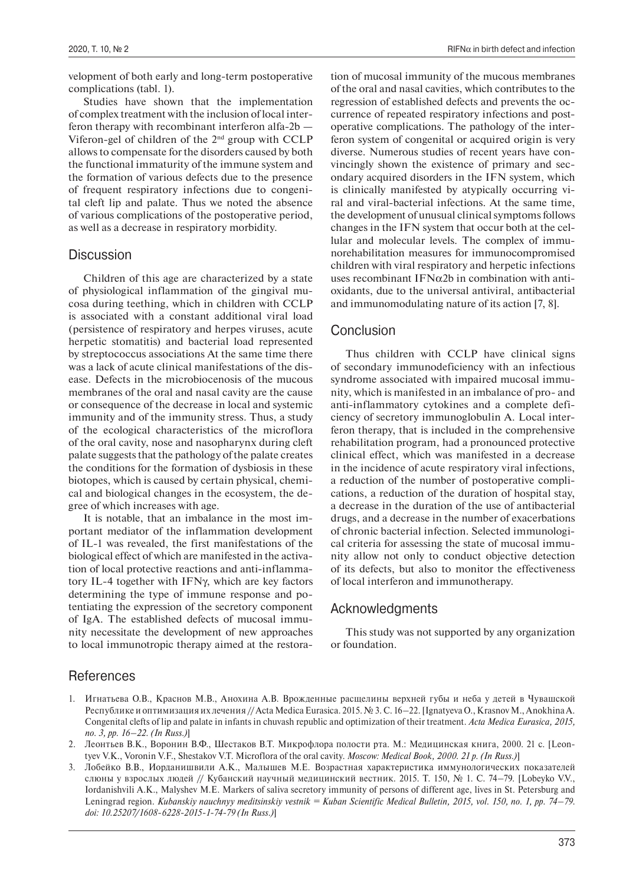velopment of both early and long-term postoperative complications (tabl. 1).

Studies have shown that the implementation of complex treatment with the inclusion of local interferon therapy with recombinant interferon alfa-2b — Viferon-gel of children of the 2nd group with CCLP allows to compensate for the disorders caused by both the functional immaturity of the immune system and the formation of various defects due to the presence of frequent respiratory infections due to congenital cleft lip and palate. Thus we noted the absence of various complications of the postoperative period, as well as a decrease in respiratory morbidity.

## Discussion

Children of this age are characterized by a state of physiological inflammation of the gingival mucosa during teething, which in children with CCLP is associated with a constant additional viral load (persistence of respiratory and herpes viruses, acute herpetic stomatitis) and bacterial load represented by streptococcus associations At the same time there was a lack of acute clinical manifestations of the disease. Defects in the microbiocenosis of the mucous membranes of the oral and nasal cavity are the cause or consequence of the decrease in local and systemic immunity and of the immunity stress. Thus, a study of the ecological characteristics of the microflora of the oral cavity, nose and nasopharynx during cleft palate suggests that the pathology of the palate creates the conditions for the formation of dysbiosis in these biotopes, which is caused by certain physical, chemical and biological changes in the ecosystem, the degree of which increases with age.

It is notable, that an imbalance in the most important mediator of the inflammation development of IL-1 was revealed, the first manifestations of the biological effect of which are manifested in the activation of local protective reactions and anti-inflammatory IL-4 together with IFNγ, which are key factors determining the type of immune response and potentiating the expression of the secretory component of IgA. The established defects of mucosal immunity necessitate the development of new approaches to local immunotropic therapy aimed at the restoration of mucosal immunity of the mucous membranes of the oral and nasal cavities, which contributes to the regression of established defects and prevents the occurrence of repeated respiratory infections and postoperative complications. The pathology of the interferon system of congenital or acquired origin is very diverse. Numerous studies of recent years have convincingly shown the existence of primary and secondary acquired disorders in the IFN system, which is clinically manifested by atypically occurring viral and viral-bacterial infections. At the same time, the development of unusual clinical symptoms follows changes in the IFN system that occur both at the cellular and molecular levels. The complex of immunorehabilitation measures for immunocompromised children with viral respiratory and herpetic infections uses recombinant IFNα2b in combination with antioxidants, due to the universal antiviral, antibacterial and immunomodulating nature of its action [7, 8].

## Conclusion

Thus children with CCLP have clinical signs of secondary immunodeficiency with an infectious syndrome associated with impaired mucosal immunity, which is manifested in an imbalance of pro- and anti-inflammatory cytokines and a complete deficiency of secretory immunoglobulin A. Local interferon therapy, that is included in the comprehensive rehabilitation program, had a pronounced protective clinical effect, which was manifested in a decrease in the incidence of acute respiratory viral infections, a reduction of the number of postoperative complications, a reduction of the duration of hospital stay, a decrease in the duration of the use of antibacterial drugs, and a decrease in the number of exacerbations of chronic bacterial infection. Selected immunological criteria for assessing the state of mucosal immunity allow not only to conduct objective detection of its defects, but also to monitor the effectiveness of local interferon and immunotherapy.

## Acknowledgments

This study was not supported by any organization or foundation.

## References

1. Игнатьева О.В., Краснов М.В., Анохина А.В. Врожденные расщелины верхней губы и неба у детей в Чувашской Республике и оптимизация их лечения // Acta Medica Eurasica. 2015. № 3. С. 16–22. [Ignatyeva O., Krasnov M., Anokhina A. Congenital clefts of lip and palate in infants in chuvash republic and optimization of their treatment. *Acta Medica Eurasica, 2015, no. 3, pp. 16–22. (In Russ.)*]
2. Леонтьев В.К., Воронин В.Ф., Шестаков В.Т. Микрофлора полости рта. М.: Медицинская книга, 2000. 21 с. [Leontyev V.K., Voronin V.F., Shestakov V.T. Microflora of the oral cavity. *Moscow: Medical Book, 2000. 21 p. (In Russ.)*]
3. Лобейко В.В., Иорданишвили А.К., Малышев М.Е. Возрастная характеристика иммунологических показателей слюны у взрослых людей // Кубанский научный медицинский вестник. 2015. Т. 150, № 1. С. 74–79. [Lobeyko V.V., Iordanishvili A.K., Malyshev M.E. Markers of saliva secretory immunity of persons of different age, lives in St. Petersburg and Leningrad region. *Kubanskiy nauchnyy meditsinskiy vestnik = Kuban Scientific Medical Bulletin, 2015, vol. 150, no. 1, pp. 74–79. doi: 10.25207/1608-6228-2015-1-74-79 (In Russ.)*]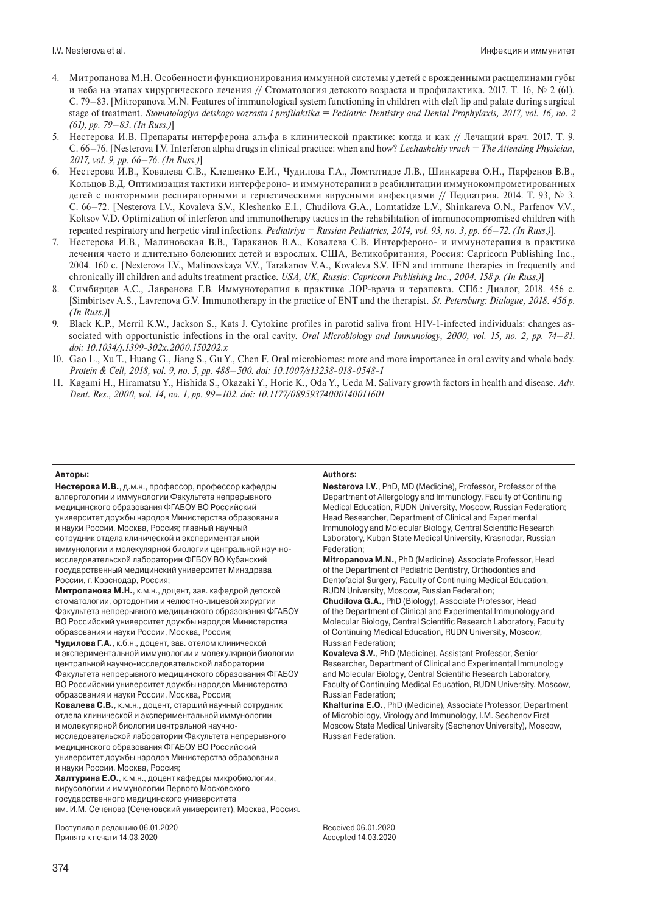4. Митропанова М.Н. Особенности функционирования иммунной системы у детей с врожденными расщелинами губы и неба на этапах хирургического лечения // Стоматология детского возраста и профилактика. 2017. Т. 16, № 2 (61). С. 79–83. [Mitropanova M.N. Features of immunological system functioning in children with cleft lip and palate during surgical stage of treatment. *Stomatologiya detskogo vozrasta i profilaktika = Pediatric Dentistry and Dental Prophylaxis, 2017, vol. 16, no. 2 (61), pp. 79–83. (In Russ.)*]
5. Нестерова И.В. Препараты интерферона альфа в клинической практике: когда и как // Лечащий врач. 2017. Т. 9. С. 66–76. [Nesterova I.V. Interferon alpha drugs in clinical practice: when and how? *Lechashchiy vrach = The Attending Physician, 2017, vol. 9, pp. 66–76. (In Russ.)*]
6. Нестерова И.В., Ковалева С.В., Клещенко Е.И., Чудилова Г.А., Ломтатидзе Л.В., Шинкарева О.Н., Парфенов В.В., Кольцов В.Д. Оптимизация тактики интерфероно- и иммунотерапии в реабилитации иммунокомпрометированных детей с повторными респираторными и герпетическими вирусными инфекциями // Педиатрия. 2014. Т. 93, № 3. С. 66–72. [Nesterova I.V., Kovaleva S.V., Kleshenko E.I., Chudilova G.A., Lomtatidze L.V., Shinkareva O.N., Parfenov V.V., Koltsov V.D. Optimization of interferon and immunotherapy tactics in the rehabilitation of immunocompromised children with repeated respiratory and herpetic viral infections. *Pediatriya = Russian Pediatrics, 2014, vol. 93, no. 3, pp. 66–72. (In Russ.)*].
7. Нестерова И.В., Малиновская В.В., Тараканов В.А., Ковалева С.В. Интерфероно- и иммунотерапия в практике лечения часто и длительно болеющих детей и взрослых. США, Великобритания, Россия: Capricorn Publishing Inc., 2004. 160 с. [Nesterova I.V., Malinovskaya V.V., Tarakanov V.A., Kovaleva S.V. IFN and immune therapies in frequently and chronically ill children and adults treatment practice. *USA, UK, Russia: Capricorn Publishing Inc., 2004. 158 p. (In Russ.)*]
8. Симбирцев А.С., Лавренова Г.В. Иммунотерапия в практике ЛОР-врача и терапевта. СПб.: Диалог, 2018. 456 с. [Simbirtsev A.S., Lavrenova G.V. Immunotherapy in the practice of ENT and the therapist. *St. Petersburg: Dialogue, 2018. 456 p. (In Russ.)*]
9. Black K.P., Merril K.W., Jackson S., Kats J. Cytokine profiles in parotid saliva from HIV-1-infected individuals: changes associated with opportunistic infections in the oral cavity. *Oral Microbiology and Immunology, 2000, vol. 15, no. 2, pp. 74–81. doi: 10.1034/j.1399-302x.2000.150202.x*
10. Gao L., Xu T., Huang G., Jiang S., Gu Y., Chen F. Oral microbiomes: more and more importance in oral cavity and whole body. *Protein & Cell, 2018, vol. 9, no. 5, pp. 488–500. doi: 10.1007/s13238-018-0548-1*
11. Kagami H., Hiramatsu Y., Hishida S., Okazaki Y., Horie K., Oda Y., Ueda M. Salivary growth factors in health and disease. *Adv. Dent. Res., 2000, vol. 14, no. 1, pp. 99–102. doi: 10.1177/08959374000140011601*

**Авторы:**

**Нестерова И.В.**, д.м.н., профессор, профессор кафедры аллергологии и иммунологии Факультета непрерывного медицинского образования ФГАБОУ ВО Российский университет дружбы народов Министерства образования и науки России, Москва, Россия; главный научный сотрудник отдела клинической и экспериментальной иммунологии и молекулярной биологии центральной научно-исследовательской лаборатории ФГБОУ ВО Кубанский государственный медицинский университет Минздрава России, г. Краснодар, Россия;

**Митропанова М.Н.**, к.м.н., доцент, зав. кафедрой детской стоматологии, ортодонтии и челюстно-лицевой хирургии Факультета непрерывного медицинского образования ФГАБОУ ВО Российский университет дружбы народов Министерства образования и науки России, Москва, Россия;

**Чудилова Г.А.**, к.б.н., доцент, зав. отелом клинической и экспериментальной иммунологии и молекулярной биологии центральной научно-исследовательской лаборатории Факультета непрерывного медицинского образования ФГАБОУ ВО Российский университет дружбы народов Министерства образования и науки России, Москва, Россия;

**Ковалева С.В.**, к.м.н., доцент, старший научный сотрудник отдела клинической и экспериментальной иммунологии и молекулярной биологии центральной научно-исследовательской лаборатории Факультета непрерывного медицинского образования ФГАБОУ ВО Российский университет дружбы народов Министерства образования и науки России, Москва, Россия;

**Халтурина Е.О.**, к.м.н., доцент кафедры микробиологии, вирусологии и иммунологии Первого Московского государственного медицинского университета им. И.М. Сеченова (Сеченовский университет), Москва, Россия.

**Authors:**

**Nesterova I.V.**, PhD, MD (Medicine), Professor, Professor of the Department of Allergology and Immunology, Faculty of Continuing Medical Education, RUDN University, Moscow, Russian Federation; Head Researcher, Department of Clinical and Experimental Immunology and Molecular Biology, Central Scientific Research Laboratory, Kuban State Medical University, Krasnodar, Russian Federation;

**Mitropanova M.N.**, PhD (Medicine), Associate Professor, Head of the Department of Pediatric Dentistry, Orthodontics and Dentofacial Surgery, Faculty of Continuing Medical Education, RUDN University, Moscow, Russian Federation;

**Chudilova G.A.**, PhD (Biology), Associate Professor, Head of the Department of Clinical and Experimental Immunology and Molecular Biology, Central Scientific Research Laboratory, Faculty of Continuing Medical Education, RUDN University, Moscow, Russian Federation;

**Kovaleva S.V.**, PhD (Medicine), Assistant Professor, Senior Researcher, Department of Clinical and Experimental Immunology and Molecular Biology, Central Scientific Research Laboratory, Faculty of Continuing Medical Education, RUDN University, Moscow, Russian Federation;

**Khalturina E.O.**, PhD (Medicine), Associate Professor, Department of Microbiology, Virology and Immunology, I.M. Sechenov First Moscow State Medical University (Sechenov University), Moscow, Russian Federation.

Поступила в редакцию 06.01.2020
Принята к печати 14.03.2020

Received 06.01.2020
Accepted 14.03.2020